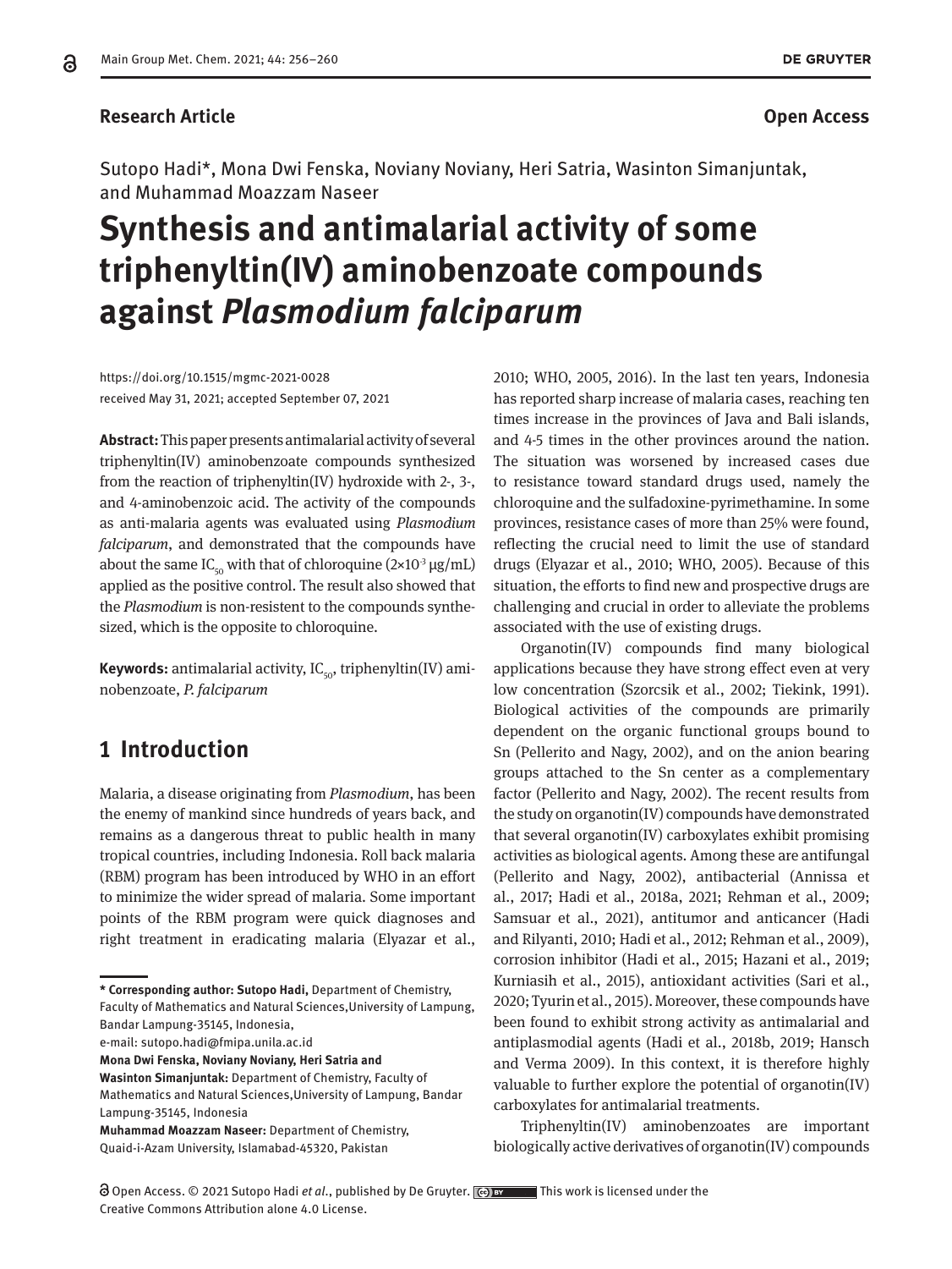**Research Article**

**Open Access**

Sutopo Hadi*, Mona Dwi Fenska, Noviany Noviany, Heri Satria, Wasinton Simanjuntak, and Muhammad Moazzam Naseer

# Synthesis and antimalarial activity of some triphenyltin(IV) aminobenzoate compounds against *Plasmodium falciparum*

https://doi.org/10.1515/mgmc-2021-0028
received May 31, 2021; accepted September 07, 2021

**Abstract:** This paper presents antimalarial activity of several triphenyltin(IV) aminobenzoate compounds synthesized from the reaction of triphenyltin(IV) hydroxide with 2-, 3-, and 4-aminobenzoic acid. The activity of the compounds as anti-malaria agents was evaluated using *Plasmodium falciparum*, and demonstrated that the compounds have about the same $IC_{50}$ with that of chloroquine ($2 \times 10^{-3}$ μg/mL) applied as the positive control. The result also showed that the *Plasmodium* is non-resistent to the compounds synthesized, which is the opposite to chloroquine.

**Keywords:** antimalarial activity, $IC_{50}$, triphenyltin(IV) aminobenzoate, *P. falciparum*

## 1 Introduction

Malaria, a disease originating from *Plasmodium*, has been the enemy of mankind since hundreds of years back, and remains as a dangerous threat to public health in many tropical countries, including Indonesia. Roll back malaria (RBM) program has been introduced by WHO in an effort to minimize the wider spread of malaria. Some important points of the RBM program were quick diagnoses and right treatment in eradicating malaria (Elyazar et al., 2010; WHO, 2005, 2016). In the last ten years, Indonesia has reported sharp increase of malaria cases, reaching ten times increase in the provinces of Java and Bali islands, and 4-5 times in the other provinces around the nation. The situation was worsened by increased cases due to resistance toward standard drugs used, namely the chloroquine and the sulfadoxine-pyrimethamine. In some provinces, resistance cases of more than 25% were found, reflecting the crucial need to limit the use of standard drugs (Elyazar et al., 2010; WHO, 2005). Because of this situation, the efforts to find new and prospective drugs are challenging and crucial in order to alleviate the problems associated with the use of existing drugs.

Organotin(IV) compounds find many biological applications because they have strong effect even at very low concentration (Szorcsik et al., 2002; Tiekink, 1991). Biological activities of the compounds are primarily dependent on the organic functional groups bound to Sn (Pellerito and Nagy, 2002), and on the anion bearing groups attached to the Sn center as a complementary factor (Pellerito and Nagy, 2002). The recent results from the study on organotin(IV) compounds have demonstrated that several organotin(IV) carboxylates exhibit promising activities as biological agents. Among these are antifungal (Pellerito and Nagy, 2002), antibacterial (Annissa et al., 2017; Hadi et al., 2018a, 2021; Rehman et al., 2009; Samsuar et al., 2021), antitumor and anticancer (Hadi and Rilyanti, 2010; Hadi et al., 2012; Rehman et al., 2009), corrosion inhibitor (Hadi et al., 2015; Hazani et al., 2019; Kurniasih et al., 2015), antioxidant activities (Sari et al., 2020; Tyurin et al., 2015). Moreover, these compounds have been found to exhibit strong activity as antimalarial and antiplasmodial agents (Hadi et al., 2018b, 2019; Hansch and Verma 2009). In this context, it is therefore highly valuable to further explore the potential of organotin(IV) carboxylates for antimalarial treatments.

Triphenyltin(IV) aminobenzoates are important biologically active derivatives of organotin(IV) compounds

---

**\* Corresponding author: Sutopo Hadi,** Department of Chemistry, Faculty of Mathematics and Natural Sciences,University of Lampung, Bandar Lampung-35145, Indonesia,
e-mail: sutopo.hadi@fmipa.unila.ac.id
**Mona Dwi Fenska, Noviany Noviany, Heri Satria and Wasinton Simanjuntak:** Department of Chemistry, Faculty of Mathematics and Natural Sciences,University of Lampung, Bandar Lampung-35145, Indonesia
**Muhammad Moazzam Naseer:** Department of Chemistry, Quaid-i-Azam University, Islamabad-45320, Pakistan

Open Access. © 2021 Sutopo Hadi *et al.*, published by De Gruyter. This work is licensed under the Creative Commons Attribution alone 4.0 License.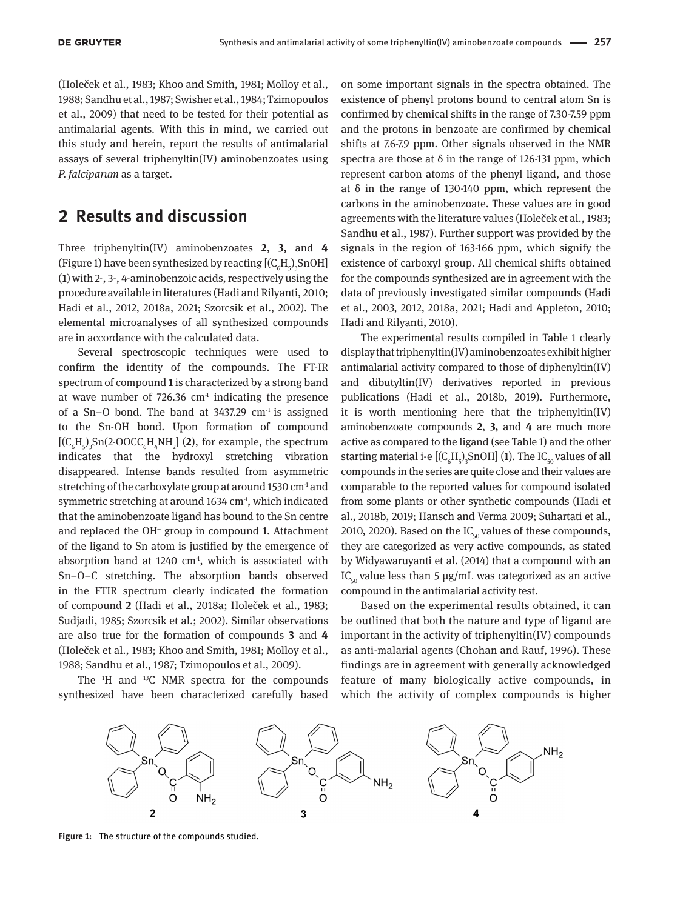(Holeček et al., 1983; Khoo and Smith, 1981; Molloy et al., 1988; Sandhu et al., 1987; Swisher et al., 1984; Tzimopoulos et al., 2009) that need to be tested for their potential as antimalarial agents. With this in mind, we carried out this study and herein, report the results of antimalarial assays of several triphenyltin(IV) aminobenzoates using *P. falciparum* as a target.

## 2 Results and discussion

Three triphenyltin(IV) aminobenzoates **2**, **3,** and **4** (Figure 1) have been synthesized by reacting $[(C_6H_5)_3SnOH]$ (**1**) with 2-, 3-, 4-aminobenzoic acids, respectively using the procedure available in literatures (Hadi and Rilyanti, 2010; Hadi et al., 2012, 2018a, 2021; Szorcsik et al., 2002). The elemental microanalyses of all synthesized compounds are in accordance with the calculated data.

Several spectroscopic techniques were used to confirm the identity of the compounds. The FT-IR spectrum of compound **1** is characterized by a strong band at wave number of 726.36 $cm^{-1}$ indicating the presence of a Sn–O bond. The band at 3437.29 $cm^{-1}$ is assigned to the Sn-OH bond. Upon formation of compound $[(C_6H_5)_3Sn(2\text{-}OOCC_6H_4NH_2]$ (**2**), for example, the spectrum indicates that the hydroxyl stretching vibration disappeared. Intense bands resulted from asymmetric stretching of the carboxylate group at around 1530 $cm^{-1}$ and symmetric stretching at around 1634 $cm^{-1}$, which indicated that the aminobenzoate ligand has bound to the Sn centre and replaced the $OH^-$ group in compound **1**. Attachment of the ligand to Sn atom is justified by the emergence of absorption band at 1240 $cm^{-1}$, which is associated with Sn–O–C stretching. The absorption bands observed in the FTIR spectrum clearly indicated the formation of compound **2** (Hadi et al., 2018a; Holeček et al., 1983; Sudjadi, 1985; Szorcsik et al.; 2002). Similar observations are also true for the formation of compounds **3** and **4** (Holeček et al., 1983; Khoo and Smith, 1981; Molloy et al., 1988; Sandhu et al., 1987; Tzimopoulos et al., 2009).

The $^1H$ and $^{13}C$ NMR spectra for the compounds synthesized have been characterized carefully based on some important signals in the spectra obtained. The existence of phenyl protons bound to central atom Sn is confirmed by chemical shifts in the range of 7.30-7.59 ppm and the protons in benzoate are confirmed by chemical shifts at 7.6-7.9 ppm. Other signals observed in the NMR spectra are those at δ in the range of 126-131 ppm, which represent carbon atoms of the phenyl ligand, and those at δ in the range of 130-140 ppm, which represent the carbons in the aminobenzoate. These values are in good agreements with the literature values (Holeček et al., 1983; Sandhu et al., 1987). Further support was provided by the signals in the region of 163-166 ppm, which signify the existence of carboxyl group. All chemical shifts obtained for the compounds synthesized are in agreement with the data of previously investigated similar compounds (Hadi et al., 2003, 2012, 2018a, 2021; Hadi and Appleton, 2010; Hadi and Rilyanti, 2010).

The experimental results compiled in Table 1 clearly display that triphenyltin(IV) aminobenzoates exhibit higher antimalarial activity compared to those of diphenyltin(IV) and dibutyltin(IV) derivatives reported in previous publications (Hadi et al., 2018b, 2019). Furthermore, it is worth mentioning here that the triphenyltin(IV) aminobenzoate compounds **2**, **3,** and **4** are much more active as compared to the ligand (see Table 1) and the other starting material i-e $[(C_6H_5)_3SnOH]$ (**1**). The $IC_{50}$ values of all compounds in the series are quite close and their values are comparable to the reported values for compound isolated from some plants or other synthetic compounds (Hadi et al., 2018b, 2019; Hansch and Verma 2009; Suhartati et al., 2010, 2020). Based on the $IC_{50}$ values of these compounds, they are categorized as very active compounds, as stated by Widyawaruyanti et al. (2014) that a compound with an $IC_{50}$ value less than 5 μg/mL was categorized as an active compound in the antimalarial activity test.

Based on the experimental results obtained, it can be outlined that both the nature and type of ligand are important in the activity of triphenyltin(IV) compounds as anti-malarial agents (Chohan and Rauf, 1996). These findings are in agreement with generally acknowledged feature of many biologically active compounds, in which the activity of complex compounds is higher

**Figure 1:** The structure of the compounds studied.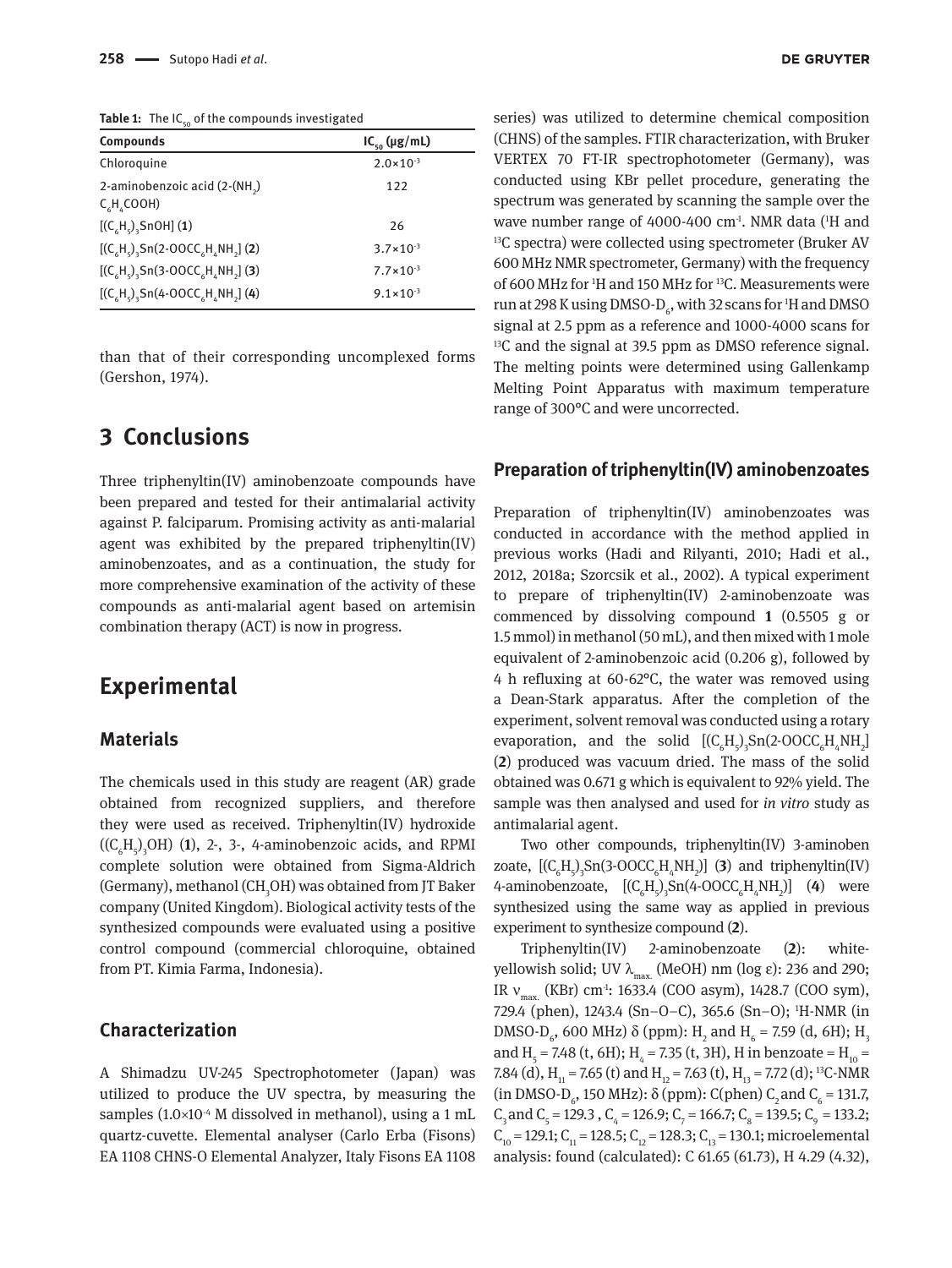**Table 1:** The $IC_{50}$ of the compounds investigated

| Compounds | $IC_{50}$ (μg/mL) |
|---|---|
| Chloroquine | $2.0\times10^{-3}$ |
| 2-aminobenzoic acid (2-($NH_2$) $C_6H_4COOH$) | 122 |
| $[(C_6H_5)_3SnOH]$ (**1**) | 26 |
| $[(C_6H_5)_3Sn(2\text{-}OOCC_6H_4NH_2]$ (**2**) | $3.7\times10^{-3}$ |
| $[(C_6H_5)_3Sn(3\text{-}OOCC_6H_4NH_2]$ (**3**) | $7.7\times10^{-3}$ |
| $[(C_6H_5)_3Sn(4\text{-}OOCC_6H_4NH_2]$ (**4**) | $9.1\times10^{-3}$ |

than that of their corresponding uncomplexed forms (Gershon, 1974).

## 3 Conclusions

Three triphenyltin(IV) aminobenzoate compounds have been prepared and tested for their antimalarial activity against P. falciparum. Promising activity as anti-malarial agent was exhibited by the prepared triphenyltin(IV) aminobenzoates, and as a continuation, the study for more comprehensive examination of the activity of these compounds as anti-malarial agent based on artemisin combination therapy (ACT) is now in progress.

## Experimental

### Materials

The chemicals used in this study are reagent (AR) grade obtained from recognized suppliers, and therefore they were used as received. Triphenyltin(IV) hydroxide ($(C_6H_5)_3OH$) (**1**), 2-, 3-, 4-aminobenzoic acids, and RPMI complete solution were obtained from Sigma-Aldrich (Germany), methanol ($CH_3OH$) was obtained from JT Baker company (United Kingdom). Biological activity tests of the synthesized compounds were evaluated using a positive control compound (commercial chloroquine, obtained from PT. Kimia Farma, Indonesia).

### Characterization

A Shimadzu UV-245 Spectrophotometer (Japan) was utilized to produce the UV spectra, by measuring the samples ($1.0\times10^{-4}$ M dissolved in methanol), using a 1 mL quartz-cuvette. Elemental analyser (Carlo Erba (Fisons) EA 1108 CHNS-O Elemental Analyzer, Italy Fisons EA 1108 series) was utilized to determine chemical composition (CHNS) of the samples. FTIR characterization, with Bruker VERTEX 70 FT-IR spectrophotometer (Germany), was conducted using KBr pellet procedure, generating the spectrum was generated by scanning the sample over the wave number range of 4000-400 $cm^{-1}$. NMR data ($^1H$ and $^{13}C$ spectra) were collected using spectrometer (Bruker AV 600 MHz NMR spectrometer, Germany) with the frequency of 600 MHz for $^1H$ and 150 MHz for $^{13}C$. Measurements were run at 298 K using DMSO-$D_6$, with 32 scans for $^1H$ and DMSO signal at 2.5 ppm as a reference and 1000-4000 scans for $^{13}C$ and the signal at 39.5 ppm as DMSO reference signal. The melting points were determined using Gallenkamp Melting Point Apparatus with maximum temperature range of 300°C and were uncorrected.

### Preparation of triphenyltin(IV) aminobenzoates

Preparation of triphenyltin(IV) aminobenzoates was conducted in accordance with the method applied in previous works (Hadi and Rilyanti, 2010; Hadi et al., 2012, 2018a; Szorcsik et al., 2002). A typical experiment to prepare of triphenyltin(IV) 2-aminobenzoate was commenced by dissolving compound **1** (0.5505 g or 1.5 mmol) in methanol (50 mL), and then mixed with 1 mole equivalent of 2-aminobenzoic acid (0.206 g), followed by 4 h refluxing at 60-62°C, the water was removed using a Dean-Stark apparatus. After the completion of the experiment, solvent removal was conducted using a rotary evaporation, and the solid $[(C_6H_5)_3Sn(2\text{-}OOCC_6H_4NH_2]$ (**2**) produced was vacuum dried. The mass of the solid obtained was 0.671 g which is equivalent to 92% yield. The sample was then analysed and used for *in vitro* study as antimalarial agent.

Two other compounds, triphenyltin(IV) 3-aminobenzoate, $[(C_6H_5)_3Sn(3\text{-}OOCC_6H_4NH_2)]$ (**3**) and triphenyltin(IV) 4-aminobenzoate, $[(C_6H_5)_3Sn(4\text{-}OOCC_6H_4NH_2)]$ (**4**) were synthesized using the same way as applied in previous experiment to synthesize compound (**2**).

Triphenyltin(IV) 2-aminobenzoate (**2**): white-yellowish solid; UV $\lambda_{max.}$ (MeOH) nm (log ε): 236 and 290; IR $\nu_{max.}$ (KBr) $cm^{-1}$: 1633.4 (COO asym), 1428.7 (COO sym), 729.4 (phen), 1243.4 (Sn–O–C), 365.6 (Sn–O); $^1H$-NMR (in DMSO-$D_6$, 600 MHz) δ (ppm): $H_2$ and $H_6$ = 7.59 (d, 6H); $H_3$ and $H_5$ = 7.48 (t, 6H); $H_4$ = 7.35 (t, 3H), H in benzoate = $H_{10}$ = 7.84 (d), $H_{11}$ = 7.65 (t) and $H_{12}$ = 7.63 (t), $H_{13}$ = 7.72 (d); $^{13}C$-NMR (in DMSO-$D_6$, 150 MHz): δ (ppm): C(phen) $C_2$ and $C_6$ = 131.7, $C_3$ and $C_5$ = 129.3 , $C_4$ = 126.9; $C_7$ = 166.7; $C_8$ = 139.5; $C_9$ = 133.2; $C_{10}$ = 129.1; $C_{11}$ = 128.5; $C_{12}$ = 128.3; $C_{13}$ = 130.1; microelemental analysis: found (calculated): C 61.65 (61.73), H 4.29 (4.32),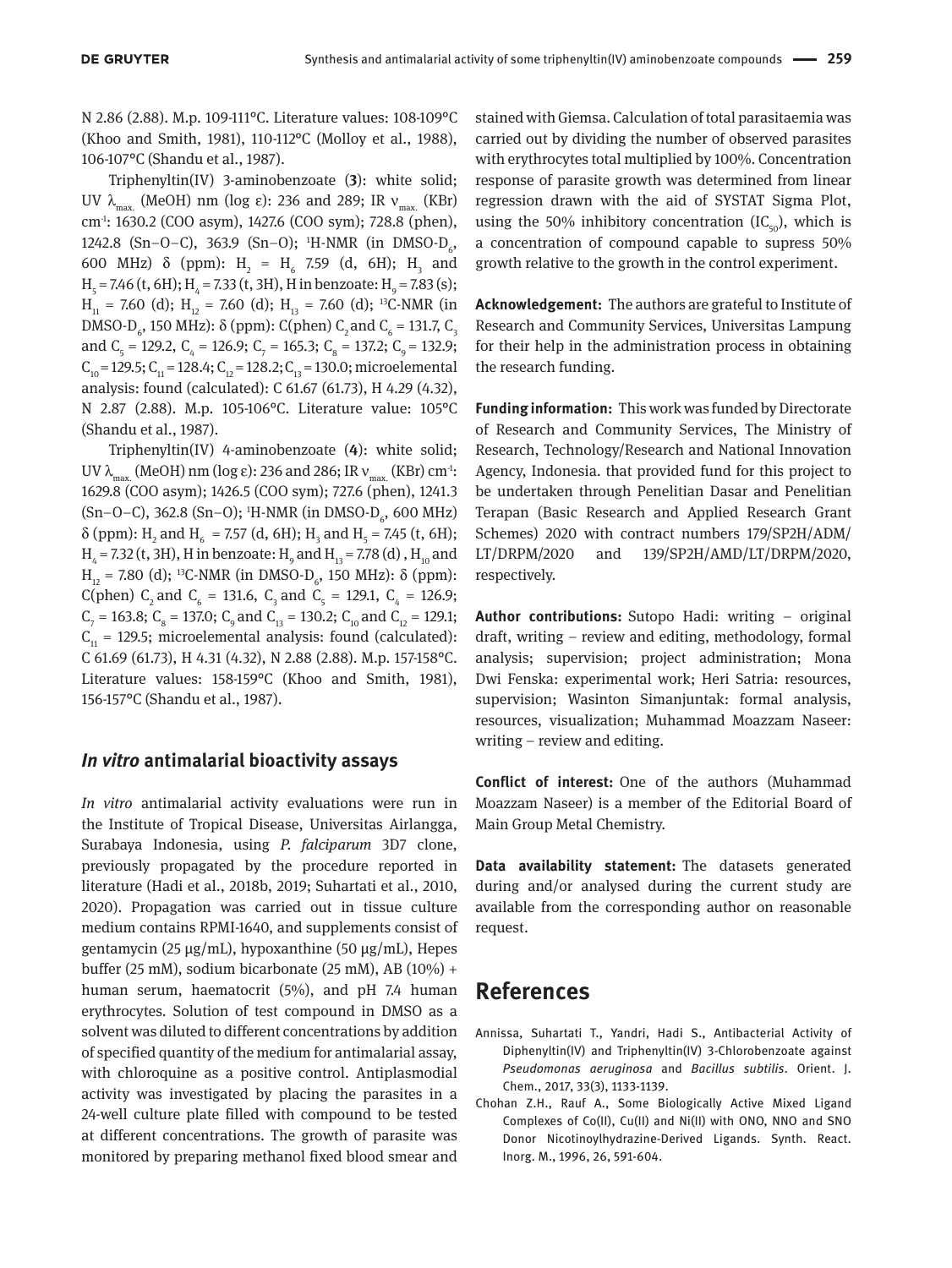N 2.86 (2.88). M.p. 109-111°C. Literature values: 108-109°C (Khoo and Smith, 1981), 110-112°C (Molloy et al., 1988), 106-107°C (Shandu et al., 1987).

Triphenyltin(IV) 3-aminobenzoate (**3**): white solid; UV $\lambda_{max.}$ (MeOH) nm (log ε): 236 and 289; IR $\nu_{max.}$ (KBr) $cm^{-1}$: 1630.2 (COO asym), 1427.6 (COO sym); 728.8 (phen), 1242.8 (Sn–O–C), 363.9 (Sn–O); $^{1}$H-NMR (in DMSO-$D_6$, 600 MHz) δ (ppm): $H_2$ = $H_6$ 7.59 (d, 6H); $H_3$ and $H_5$ = 7.46 (t, 6H); $H_4$ = 7.33 (t, 3H), H in benzoate: $H_9$ = 7.83 (s); $H_{11}$ = 7.60 (d); $H_{12}$ = 7.60 (d); $H_{13}$ = 7.60 (d); $^{13}$C-NMR (in DMSO-$D_6$, 150 MHz): δ (ppm): C(phen) $C_2$ and $C_6$ = 131.7, $C_3$ and $C_5$ = 129.2, $C_4$ = 126.9; $C_7$ = 165.3; $C_8$ = 137.2; $C_9$ = 132.9; $C_{10}$ = 129.5; $C_{11}$ = 128.4; $C_{12}$ = 128.2; $C_{13}$ = 130.0; microelemental analysis: found (calculated): C 61.67 (61.73), H 4.29 (4.32), N 2.87 (2.88). M.p. 105-106°C. Literature value: 105°C (Shandu et al., 1987).

Triphenyltin(IV) 4-aminobenzoate (**4**): white solid; UV $\lambda_{max.}$ (MeOH) nm (log ε): 236 and 286; IR $\nu_{max.}$ (KBr) $cm^{-1}$: 1629.8 (COO asym), 1426.5 (COO sym); 727.6 (phen), 1241.3 (Sn–O–C), 362.8 (Sn–O); $^{1}$H-NMR (in DMSO-$D_6$, 600 MHz) δ (ppm): $H_2$ and $H_6$ = 7.57 (d, 6H); $H_3$ and $H_5$ = 7.45 (t, 6H); $H_4$ = 7.32 (t, 3H), H in benzoate: $H_9$ and $H_{13}$ = 7.78 (d), $H_{10}$ and $H_{12}$ = 7.80 (d); $^{13}$C-NMR (in DMSO-$D_6$, 150 MHz): δ (ppm): C(phen) $C_2$ and $C_6$ = 131.6, $C_3$ and $C_5$ = 129.1, $C_4$ = 126.9; $C_7$ = 163.8; $C_8$ = 137.0; $C_9$ and $C_{13}$ = 130.2; $C_{10}$ and $C_{12}$ = 129.1; $C_{11}$ = 129.5; microelemental analysis: found (calculated): C 61.69 (61.73), H 4.31 (4.32), N 2.88 (2.88). M.p. 157-158°C. Literature values: 158-159°C (Khoo and Smith, 1981), 156-157°C (Shandu et al., 1987).

## *In vitro* antimalarial bioactivity assays

*In vitro* antimalarial activity evaluations were run in the Institute of Tropical Disease, Universitas Airlangga, Surabaya Indonesia, using *P. falciparum* 3D7 clone, previously propagated by the procedure reported in literature (Hadi et al., 2018b, 2019; Suhartati et al., 2010, 2020). Propagation was carried out in tissue culture medium contains RPMI-1640, and supplements consist of gentamycin (25 μg/mL), hypoxanthine (50 μg/mL), Hepes buffer (25 mM), sodium bicarbonate (25 mM), AB (10%) + human serum, haematocrit (5%), and pH 7.4 human erythrocytes. Solution of test compound in DMSO as a solvent was diluted to different concentrations by addition of specified quantity of the medium for antimalarial assay, with chloroquine as a positive control. Antiplasmodial activity was investigated by placing the parasites in a 24-well culture plate filled with compound to be tested at different concentrations. The growth of parasite was monitored by preparing methanol fixed blood smear and stained with Giemsa. Calculation of total parasitaemia was carried out by dividing the number of observed parasites with erythrocytes total multiplied by 100%. Concentration response of parasite growth was determined from linear regression drawn with the aid of SYSTAT Sigma Plot, using the 50% inhibitory concentration ($IC_{50}$), which is a concentration of compound capable to supress 50% growth relative to the growth in the control experiment.

**Acknowledgement:** The authors are grateful to Institute of Research and Community Services, Universitas Lampung for their help in the administration process in obtaining the research funding.

**Funding information:** This work was funded by Directorate of Research and Community Services, The Ministry of Research, Technology/Research and National Innovation Agency, Indonesia. that provided fund for this project to be undertaken through Penelitian Dasar and Penelitian Terapan (Basic Research and Applied Research Grant Schemes) 2020 with contract numbers 179/SP2H/ADM/LT/DRPM/2020 and 139/SP2H/AMD/LT/DRPM/2020, respectively.

**Author contributions:** Sutopo Hadi: writing – original draft, writing – review and editing, methodology, formal analysis; supervision; project administration; Mona Dwi Fenska: experimental work; Heri Satria: resources, supervision; Wasinton Simanjuntak: formal analysis, resources, visualization; Muhammad Moazzam Naseer: writing – review and editing.

**Conflict of interest:** One of the authors (Muhammad Moazzam Naseer) is a member of the Editorial Board of Main Group Metal Chemistry.

**Data availability statement:** The datasets generated during and/or analysed during the current study are available from the corresponding author on reasonable request.

# References

Annissa, Suhartati T., Yandri, Hadi S., Antibacterial Activity of Diphenyltin(IV) and Triphenyltin(IV) 3-Chlorobenzoate against *Pseudomonas aeruginosa* and *Bacillus subtilis*. Orient. J. Chem., 2017, 33(3), 1133-1139.

Chohan Z.H., Rauf A., Some Biologically Active Mixed Ligand Complexes of Co(II), Cu(II) and Ni(II) with ONO, NNO and SNO Donor Nicotinoylhydrazine-Derived Ligands. Synth. React. Inorg. M., 1996, 26, 591-604.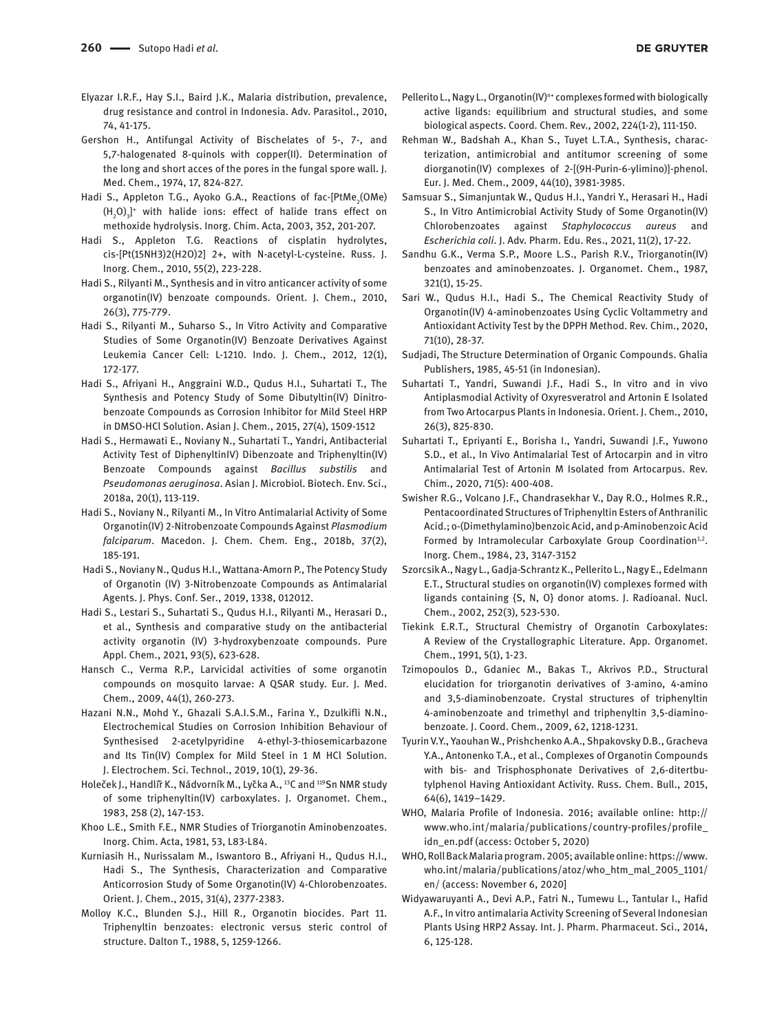Elyazar I.R.F., Hay S.I., Baird J.K., Malaria distribution, prevalence, drug resistance and control in Indonesia. Adv. Parasitol., 2010, 74, 41-175.

Gershon H., Antifungal Activity of Bischelates of 5-, 7-, and 5,7-halogenated 8-quinols with copper(II). Determination of the long and short acces of the pores in the fungal spore wall. J. Med. Chem., 1974, 17, 824-827.

Hadi S., Appleton T.G., Ayoko G.A., Reactions of fac-$[PtMe_2(OMe)(H_2O)_3]^+$ with halide ions: effect of halide trans effect on methoxide hydrolysis. Inorg. Chim. Acta, 2003, 352, 201-207.

Hadi S., Appleton T.G. Reactions of cisplatin hydrolytes, cis-[Pt(15NH3)2(H2O)2] 2+, with N-acetyl-L-cysteine. Russ. J. Inorg. Chem., 2010, 55(2), 223-228.

Hadi S., Rilyanti M., Synthesis and in vitro anticancer activity of some organotin(IV) benzoate compounds. Orient. J. Chem., 2010, 26(3), 775-779.

Hadi S., Rilyanti M., Suharso S., In Vitro Activity and Comparative Studies of Some Organotin(IV) Benzoate Derivatives Against Leukemia Cancer Cell: L-1210. Indo. J. Chem., 2012, 12(1), 172-177.

Hadi S., Afriyani H., Anggraini W.D., Qudus H.I., Suhartati T., The Synthesis and Potency Study of Some Dibutyltin(IV) Dinitrobenzoate Compounds as Corrosion Inhibitor for Mild Steel HRP in DMSO-HCl Solution. Asian J. Chem., 2015, 27(4), 1509-1512

Hadi S., Hermawati E., Noviany N., Suhartati T., Yandri, Antibacterial Activity Test of DiphenyltinIV) Dibenzoate and Triphenyltin(IV) Benzoate Compounds against *Bacillus substilis* and *Pseudomonas aeruginosa*. Asian J. Microbiol. Biotech. Env. Sci., 2018a, 20(1), 113-119.

Hadi S., Noviany N., Rilyanti M., In Vitro Antimalarial Activity of Some Organotin(IV) 2-Nitrobenzoate Compounds Against *Plasmodium falciparum*. Macedon. J. Chem. Chem. Eng., 2018b, 37(2), 185-191.

Hadi S., Noviany N., Qudus H.I., Wattana-Amorn P., The Potency Study of Organotin (IV) 3-Nitrobenzoate Compounds as Antimalarial Agents. J. Phys. Conf. Ser., 2019, 1338, 012012.

Hadi S., Lestari S., Suhartati S., Qudus H.I., Rilyanti M., Herasari D., et al., Synthesis and comparative study on the antibacterial activity organotin (IV) 3-hydroxybenzoate compounds. Pure Appl. Chem., 2021, 93(5), 623-628.

Hansch C., Verma R.P., Larvicidal activities of some organotin compounds on mosquito larvae: A QSAR study. Eur. J. Med. Chem., 2009, 44(1), 260-273.

Hazani N.N., Mohd Y., Ghazali S.A.I.S.M., Farina Y., Dzulkifli N.N., Electrochemical Studies on Corrosion Inhibition Behaviour of Synthesised 2-acetylpyridine 4-ethyl-3-thiosemicarbazone and Its Tin(IV) Complex for Mild Steel in 1 M HCl Solution. J. Electrochem. Sci. Technol., 2019, 10(1), 29-36.

Holeček J., Handlíř K., Nádvorník M., Lyčka A., $^{13}C$ and $^{119}Sn$ NMR study of some triphenyltin(IV) carboxylates. J. Organomet. Chem., 1983, 258 (2), 147-153.

Khoo L.E., Smith F.E., NMR Studies of Triorganotin Aminobenzoates. Inorg. Chim. Acta, 1981, 53, L83-L84.

Kurniasih H., Nurissalam M., Iswantoro B., Afriyani H., Qudus H.I., Hadi S., The Synthesis, Characterization and Comparative Anticorrosion Study of Some Organotin(IV) 4-Chlorobenzoates. Orient. J. Chem., 2015, 31(4), 2377-2383.

Molloy K.C., Blunden S.J., Hill R., Organotin biocides. Part 11. Triphenyltin benzoates: electronic versus steric control of structure. Dalton T., 1988, 5, 1259-1266.

Pellerito L., Nagy L., Organotin(IV)$^{n+}$ complexes formed with biologically active ligands: equilibrium and structural studies, and some biological aspects. Coord. Chem. Rev., 2002, 224(1-2), 111-150.

Rehman W., Badshah A., Khan S., Tuyet L.T.A., Synthesis, characterization, antimicrobial and antitumor screening of some diorganotin(IV) complexes of 2-[(9H-Purin-6-ylimino)]-phenol. Eur. J. Med. Chem., 2009, 44(10), 3981-3985.

Samsuar S., Simanjuntak W., Qudus H.I., Yandri Y., Herasari H., Hadi S., In Vitro Antimicrobial Activity Study of Some Organotin(IV) Chlorobenzoates against *Staphylococcus aureus* and *Escherichia coli*. J. Adv. Pharm. Edu. Res., 2021, 11(2), 17-22.

Sandhu G.K., Verma S.P., Moore L.S., Parish R.V., Triorganotin(IV) benzoates and aminobenzoates. J. Organomet. Chem., 1987, 321(1), 15-25.

Sari W., Qudus H.I., Hadi S., The Chemical Reactivity Study of Organotin(IV) 4-aminobenzoates Using Cyclic Voltammetry and Antioxidant Activity Test by the DPPH Method. Rev. Chim., 2020, 71(10), 28-37.

Sudjadi, The Structure Determination of Organic Compounds. Ghalia Publishers, 1985, 45-51 (in Indonesian).

Suhartati T., Yandri, Suwandi J.F., Hadi S., In vitro and in vivo Antiplasmodial Activity of Oxyresveratrol and Artonin E Isolated from Two Artocarpus Plants in Indonesia. Orient. J. Chem., 2010, 26(3), 825-830.

Suhartati T., Epriyanti E., Borisha I., Yandri, Suwandi J.F., Yuwono S.D., et al., In Vivo Antimalarial Test of Artocarpin and in vitro Antimalarial Test of Artonin M Isolated from Artocarpus. Rev. Chim., 2020, 71(5): 400-408.

Swisher R.G., Volcano J.F., Chandrasekhar V., Day R.O., Holmes R.R., Pentacoordinated Structures of Triphenyltin Esters of Anthranilic Acid.; o-(Dimethylamino)benzoic Acid, and p-Aminobenzoic Acid Formed by Intramolecular Carboxylate Group Coordination[1,2]. Inorg. Chem., 1984, 23, 3147-3152

Szorcsik A., Nagy L., Gadja-Schrantz K., Pellerito L., Nagy E., Edelmann E.T., Structural studies on organotin(IV) complexes formed with ligands containing {S, N, O} donor atoms. J. Radioanal. Nucl. Chem., 2002, 252(3), 523-530.

Tiekink E.R.T., Structural Chemistry of Organotin Carboxylates: A Review of the Crystallographic Literature. App. Organomet. Chem., 1991, 5(1), 1-23.

Tzimopoulos D., Gdaniec M., Bakas T., Akrivos P.D., Structural elucidation for triorganotin derivatives of 3-amino, 4-amino and 3,5-diaminobenzoate. Crystal structures of triphenyltin 4-aminobenzoate and trimethyl and triphenyltin 3,5-diaminobenzoate. J. Coord. Chem., 2009, 62, 1218-1231.

Tyurin V.Y., Yaouhan W., Prishchenko A.A., Shpakovsky D.B., Gracheva Y.A., Antonenko T.A., et al., Complexes of Organotin Compounds with bis- and Trisphosphonate Derivatives of 2,6-ditertbutylphenol Having Antioxidant Activity. Russ. Chem. Bull., 2015, 64(6), 1419–1429.

WHO, Malaria Profile of Indonesia. 2016; available online: http://www.who.int/malaria/publications/country-profiles/profile_idn_en.pdf (access: October 5, 2020)

WHO, Roll Back Malaria program. 2005; available online: https://www.who.int/malaria/publications/atoz/who_htm_mal_2005_1101/en/ (access: November 6, 2020]

Widyawaruyanti A., Devi A.P., Fatri N., Tumewu L., Tantular I., Hafid A.F., In vitro antimalaria Activity Screening of Several Indonesian Plants Using HRP2 Assay. Int. J. Pharm. Pharmaceut. Sci., 2014, 6, 125-128.